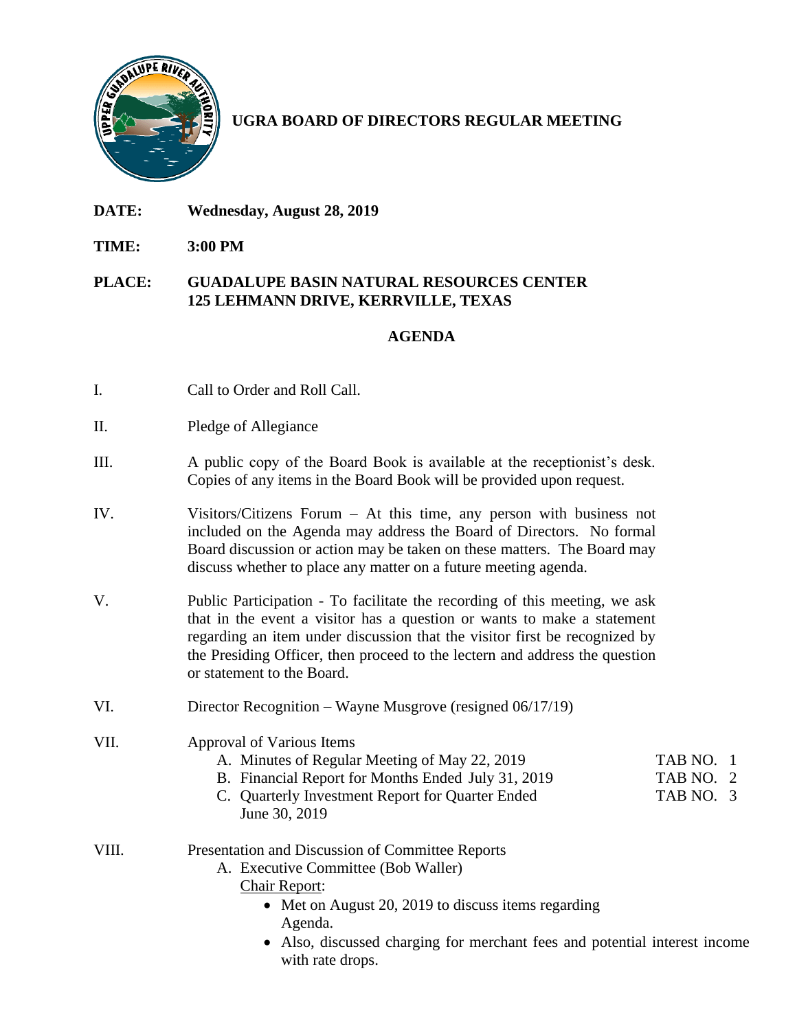# UGRA BOARD OF DIRECTORS REGULAR MEETING

**DATE:** **Wednesday, August 28, 2019**

**TIME:** **3:00 PM**

**PLACE:** **GUADALUPE BASIN NATURAL RESOURCES CENTER**
**125 LEHMANN DRIVE, KERRVILLE, TEXAS**

## AGENDA

I. Call to Order and Roll Call.

II. Pledge of Allegiance

III. A public copy of the Board Book is available at the receptionist's desk. Copies of any items in the Board Book will be provided upon request.

IV. Visitors/Citizens Forum – At this time, any person with business not included on the Agenda may address the Board of Directors. No formal Board discussion or action may be taken on these matters. The Board may discuss whether to place any matter on a future meeting agenda.

V. Public Participation - To facilitate the recording of this meeting, we ask that in the event a visitor has a question or wants to make a statement regarding an item under discussion that the visitor first be recognized by the Presiding Officer, then proceed to the lectern and address the question or statement to the Board.

VI. Director Recognition – Wayne Musgrove (resigned 06/17/19)

VII. Approval of Various Items

  A. Minutes of Regular Meeting of May 22, 2019 — TAB NO. 1
  B. Financial Report for Months Ended July 31, 2019 — TAB NO. 2
  C. Quarterly Investment Report for Quarter Ended June 30, 2019 — TAB NO. 3

VIII. Presentation and Discussion of Committee Reports

  A. Executive Committee (Bob Waller)

   Chair Report:

   - Met on August 20, 2019 to discuss items regarding Agenda.
   - Also, discussed charging for merchant fees and potential interest income with rate drops.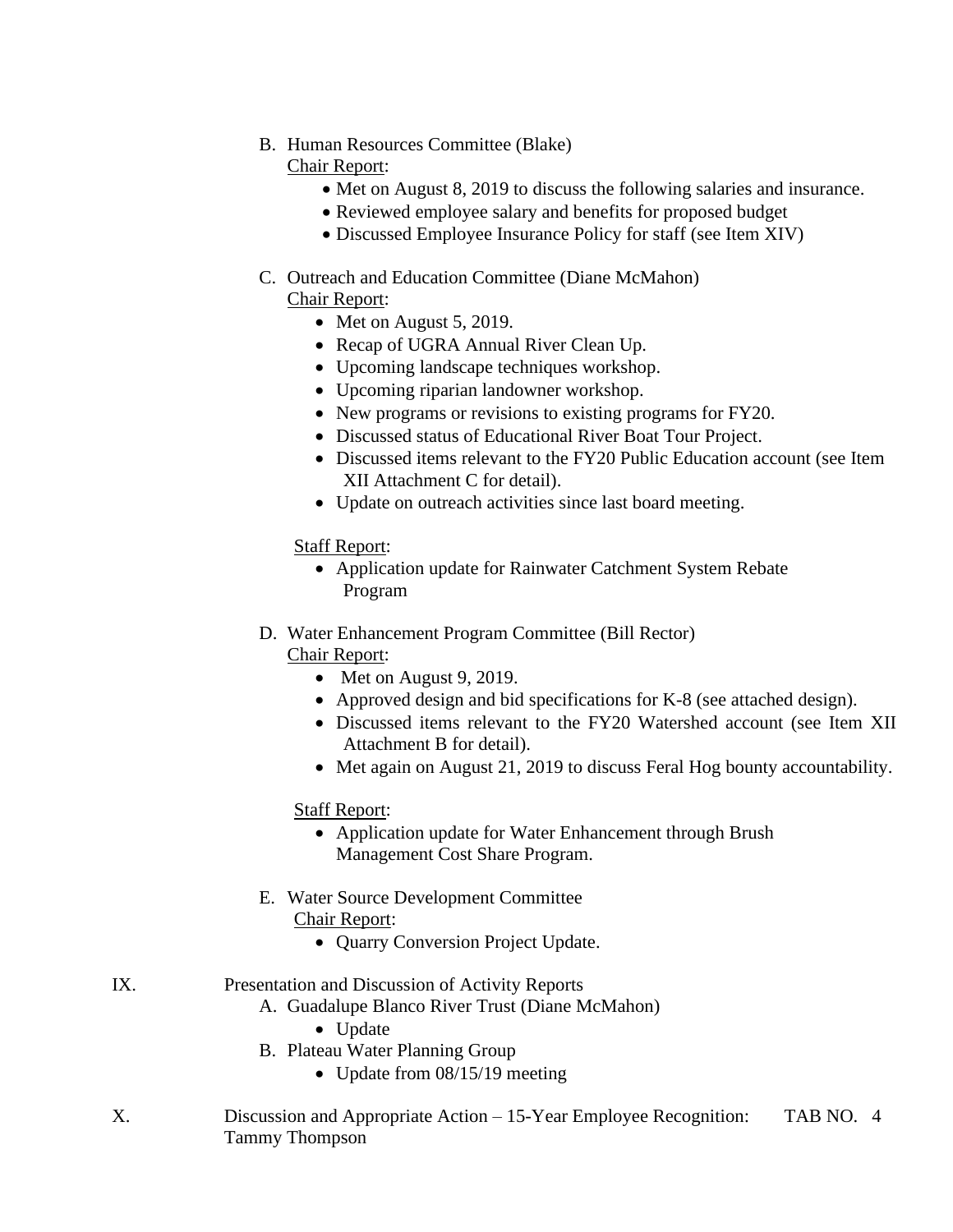B. Human Resources Committee (Blake)

Chair Report:

- Met on August 8, 2019 to discuss the following salaries and insurance.
- Reviewed employee salary and benefits for proposed budget
- Discussed Employee Insurance Policy for staff (see Item XIV)

C. Outreach and Education Committee (Diane McMahon)

Chair Report:

- Met on August 5, 2019.
- Recap of UGRA Annual River Clean Up.
- Upcoming landscape techniques workshop.
- Upcoming riparian landowner workshop.
- New programs or revisions to existing programs for FY20.
- Discussed status of Educational River Boat Tour Project.
- Discussed items relevant to the FY20 Public Education account (see Item XII Attachment C for detail).
- Update on outreach activities since last board meeting.

Staff Report:

- Application update for Rainwater Catchment System Rebate Program

D. Water Enhancement Program Committee (Bill Rector)

Chair Report:

- Met on August 9, 2019.
- Approved design and bid specifications for K-8 (see attached design).
- Discussed items relevant to the FY20 Watershed account (see Item XII Attachment B for detail).
- Met again on August 21, 2019 to discuss Feral Hog bounty accountability.

Staff Report:

- Application update for Water Enhancement through Brush Management Cost Share Program.

E. Water Source Development Committee

Chair Report:

- Quarry Conversion Project Update.

IX. Presentation and Discussion of Activity Reports

A. Guadalupe Blanco River Trust (Diane McMahon)

- Update

B. Plateau Water Planning Group

- Update from 08/15/19 meeting

X. Discussion and Appropriate Action – 15-Year Employee Recognition: Tammy Thompson — TAB NO. 4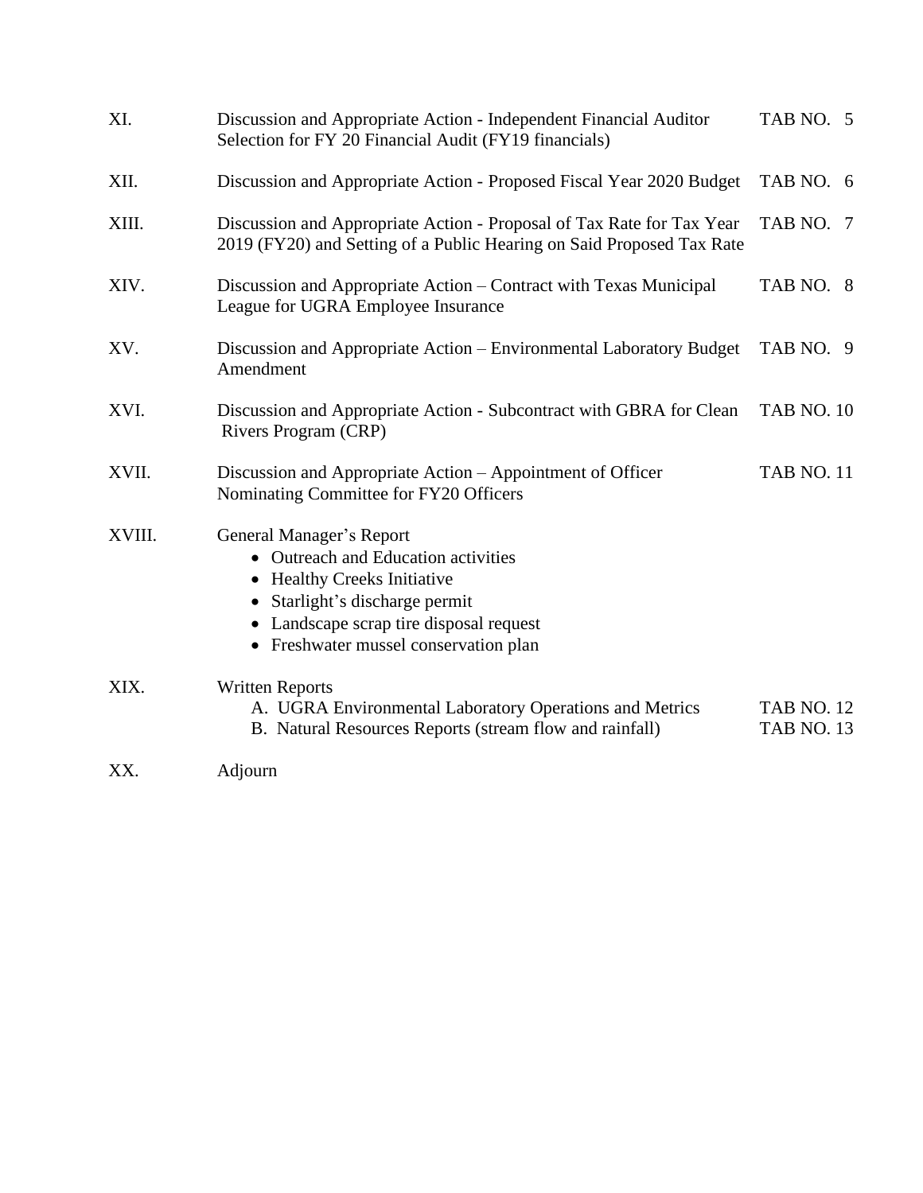| | | |
|---|---|---|
| XI. | Discussion and Appropriate Action - Independent Financial Auditor Selection for FY 20 Financial Audit (FY19 financials) | TAB NO. 5 |
| XII. | Discussion and Appropriate Action - Proposed Fiscal Year 2020 Budget | TAB NO. 6 |
| XIII. | Discussion and Appropriate Action - Proposal of Tax Rate for Tax Year 2019 (FY20) and Setting of a Public Hearing on Said Proposed Tax Rate | TAB NO. 7 |
| XIV. | Discussion and Appropriate Action – Contract with Texas Municipal League for UGRA Employee Insurance | TAB NO. 8 |
| XV. | Discussion and Appropriate Action – Environmental Laboratory Budget Amendment | TAB NO. 9 |
| XVI. | Discussion and Appropriate Action - Subcontract with GBRA for Clean Rivers Program (CRP) | TAB NO. 10 |
| XVII. | Discussion and Appropriate Action – Appointment of Officer Nominating Committee for FY20 Officers | TAB NO. 11 |

XVIII. General Manager's Report

- Outreach and Education activities
- Healthy Creeks Initiative
- Starlight's discharge permit
- Landscape scrap tire disposal request
- Freshwater mussel conservation plan

XIX. Written Reports

A. UGRA Environmental Laboratory Operations and Metrics — TAB NO. 12

B. Natural Resources Reports (stream flow and rainfall) — TAB NO. 13

XX. Adjourn